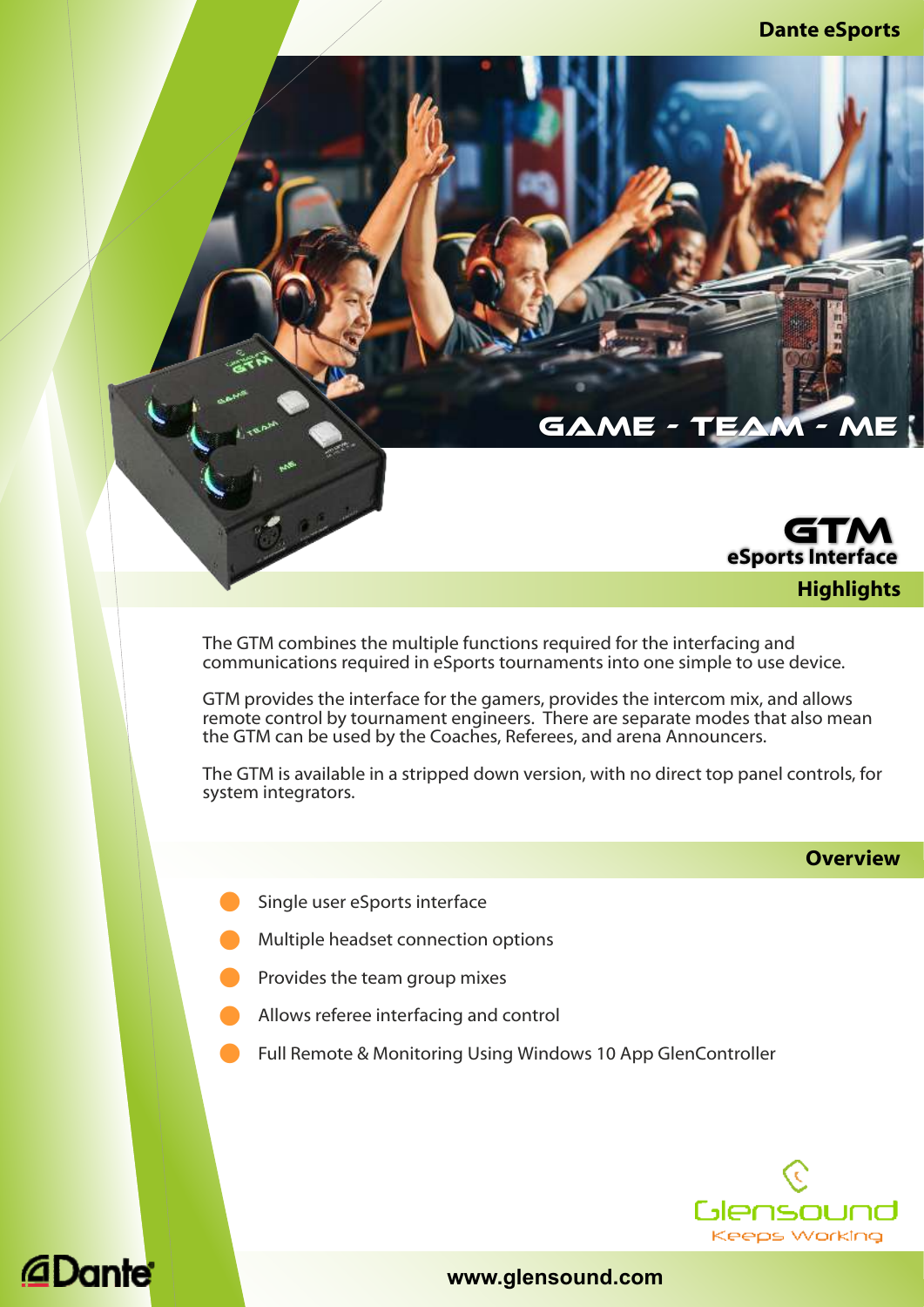Dante eSports

GAME - TEAM - ME

# GTM
## eSports Interface

## Highlights

The GTM combines the multiple functions required for the interfacing and communications required in eSports tournaments into one simple to use device.

GTM provides the interface for the gamers, provides the intercom mix, and allows remote control by tournament engineers. There are separate modes that also mean the GTM can be used by the Coaches, Referees, and arena Announcers.

The GTM is available in a stripped down version, with no direct top panel controls, for system integrators.

## Overview

- Single user eSports interface
- Multiple headset connection options
- Provides the team group mixes
- Allows referee interfacing and control
- Full Remote & Monitoring Using Windows 10 App GlenController

Glensound
Keeps Working

Dante

www.glensound.com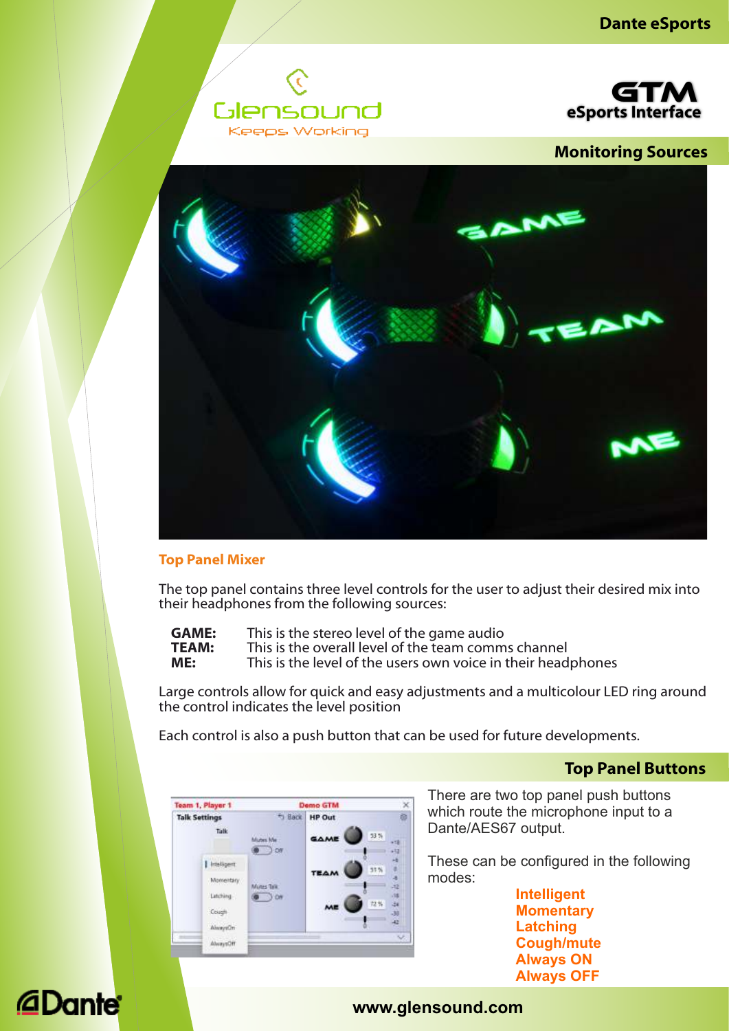## Monitoring Sources

### Top Panel Mixer

The top panel contains three level controls for the user to adjust their desired mix into their headphones from the following sources:

**GAME:** This is the stereo level of the game audio
**TEAM:** This is the overall level of the team comms channel
**ME:** This is the level of the users own voice in their headphones

Large controls allow for quick and easy adjustments and a multicolour LED ring around the control indicates the level position

Each control is also a push button that can be used for future developments.

## Top Panel Buttons

There are two top panel push buttons which route the microphone input to a Dante/AES67 output.

These can be configured in the following modes:

**Intelligent**
**Momentary**
**Latching**
**Cough/mute**
**Always ON**
**Always OFF**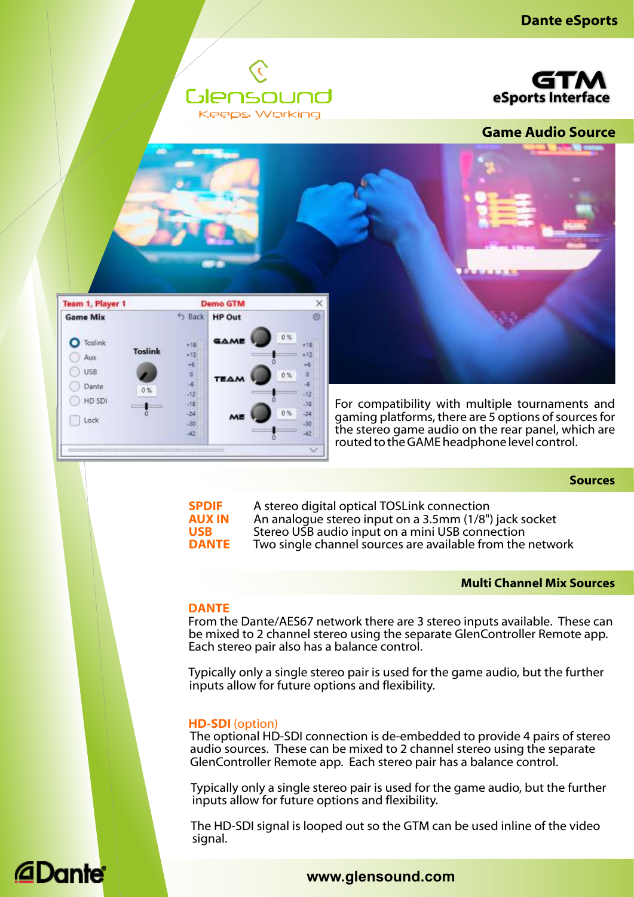## Game Audio Source

For compatibility with multiple tournaments and gaming platforms, there are 5 options of sources for the stereo game audio on the rear panel, which are routed to the GAME headphone level control.

## Sources

**SPDIF** A stereo digital optical TOSLink connection
**AUX IN** An analogue stereo input on a 3.5mm (1/8") jack socket
**USB** Stereo USB audio input on a mini USB connection
**DANTE** Two single channel sources are available from the network

## Multi Channel Mix Sources

**DANTE**

From the Dante/AES67 network there are 3 stereo inputs available. These can be mixed to 2 channel stereo using the separate GlenController Remote app. Each stereo pair also has a balance control.

Typically only a single stereo pair is used for the game audio, but the further inputs allow for future options and flexibility.

**HD-SDI** (option)

The optional HD-SDI connection is de-embedded to provide 4 pairs of stereo audio sources. These can be mixed to 2 channel stereo using the separate GlenController Remote app. Each stereo pair has a balance control.

Typically only a single stereo pair is used for the game audio, but the further inputs allow for future options and flexibility.

The HD-SDI signal is looped out so the GTM can be used inline of the video signal.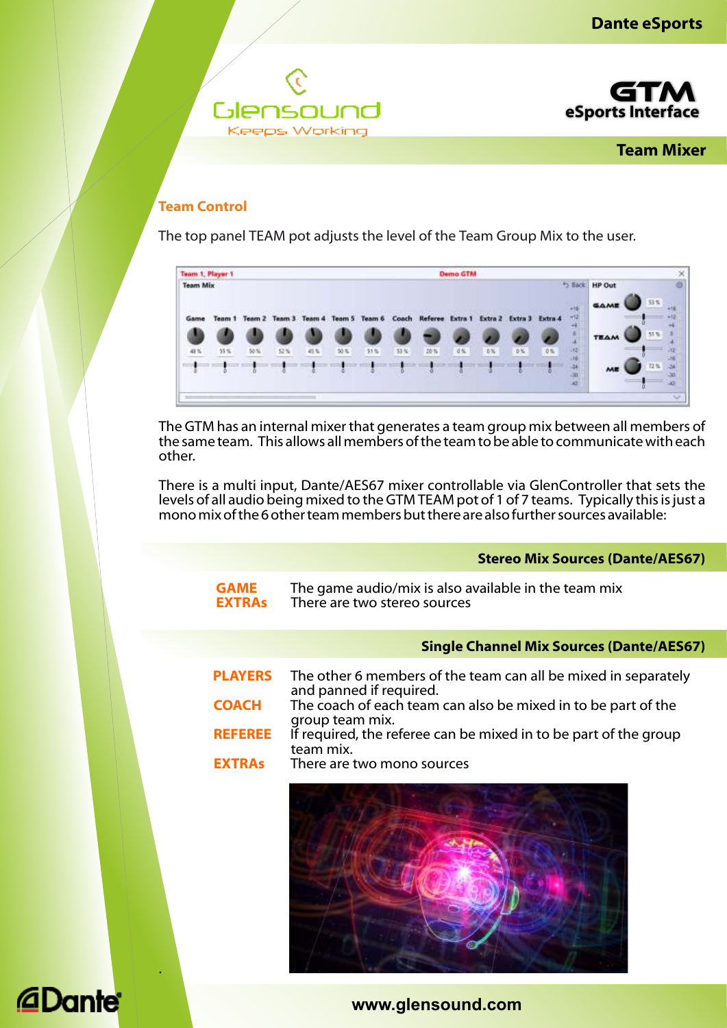## Team Mixer

### Team Control

The top panel TEAM pot adjusts the level of the Team Group Mix to the user.

The GTM has an internal mixer that generates a team group mix between all members of the same team. This allows all members of the team to be able to communicate with each other.

There is a multi input, Dante/AES67 mixer controllable via GlenController that sets the levels of all audio being mixed to the GTM TEAM pot of 1 of 7 teams. Typically this is just a mono mix of the 6 other team members but there are also further sources available:

#### Stereo Mix Sources (Dante/AES67)

**GAME** The game audio/mix is also available in the team mix

**EXTRAs** There are two stereo sources

#### Single Channel Mix Sources (Dante/AES67)

**PLAYERS** The other 6 members of the team can all be mixed in separately and panned if required.

**COACH** The coach of each team can also be mixed in to be part of the group team mix.

**REFEREE** If required, the referee can be mixed in to be part of the group team mix.

**EXTRAs** There are two mono sources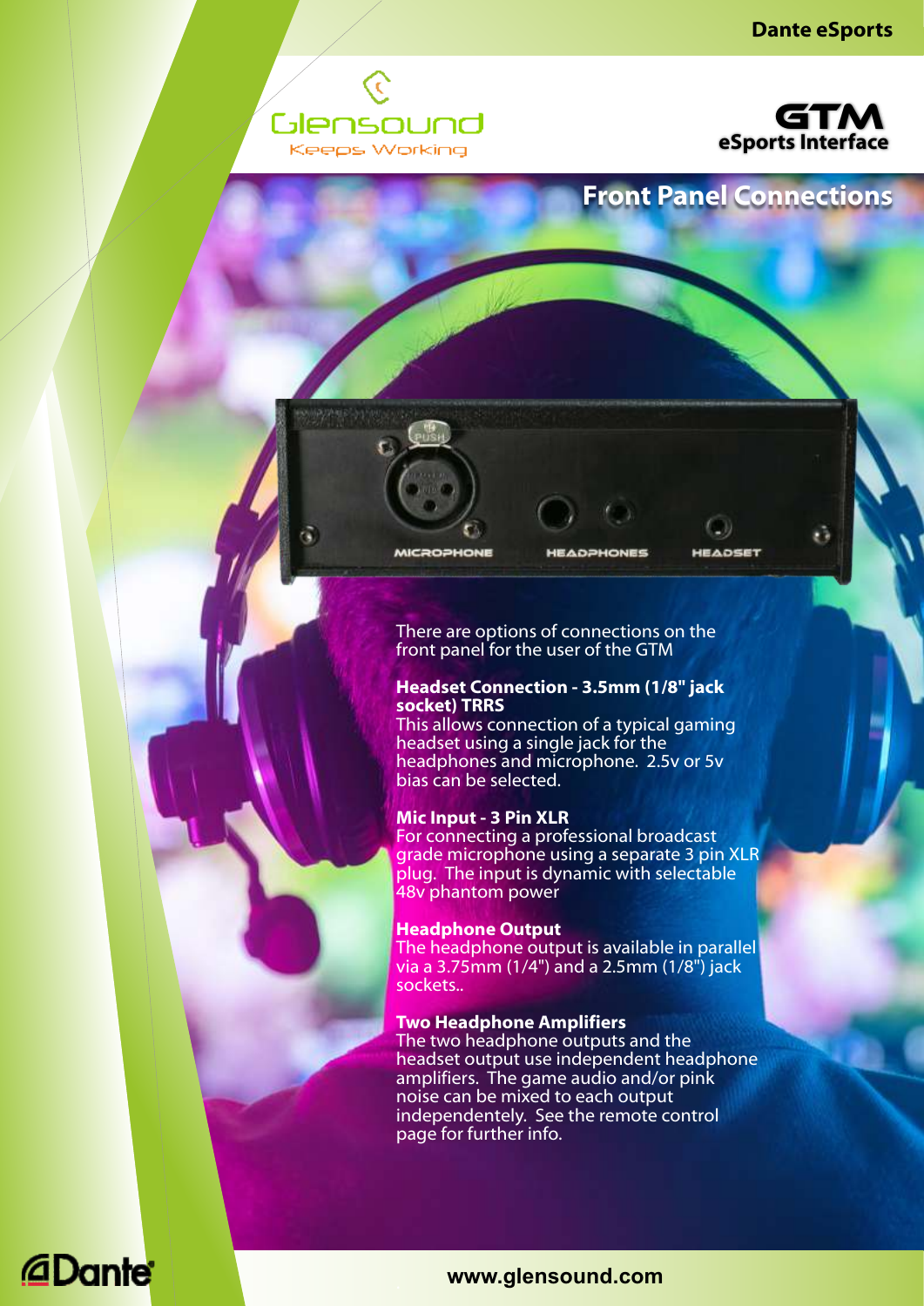# Front Panel Connections

There are options of connections on the front panel for the user of the GTM

**Headset Connection - 3.5mm (1/8" jack socket) TRRS**
This allows connection of a typical gaming headset using a single jack for the headphones and microphone. 2.5v or 5v bias can be selected.

**Mic Input - 3 Pin XLR**
For connecting a professional broadcast grade microphone using a separate 3 pin XLR plug. The input is dynamic with selectable 48v phantom power

**Headphone Output**
The headphone output is available in parallel via a 3.75mm (1/4") and a 2.5mm (1/8") jack sockets..

**Two Headphone Amplifiers**
The two headphone outputs and the headset output use independent headphone amplifiers. The game audio and/or pink noise can be mixed to each output independently. See the remote control page for further info.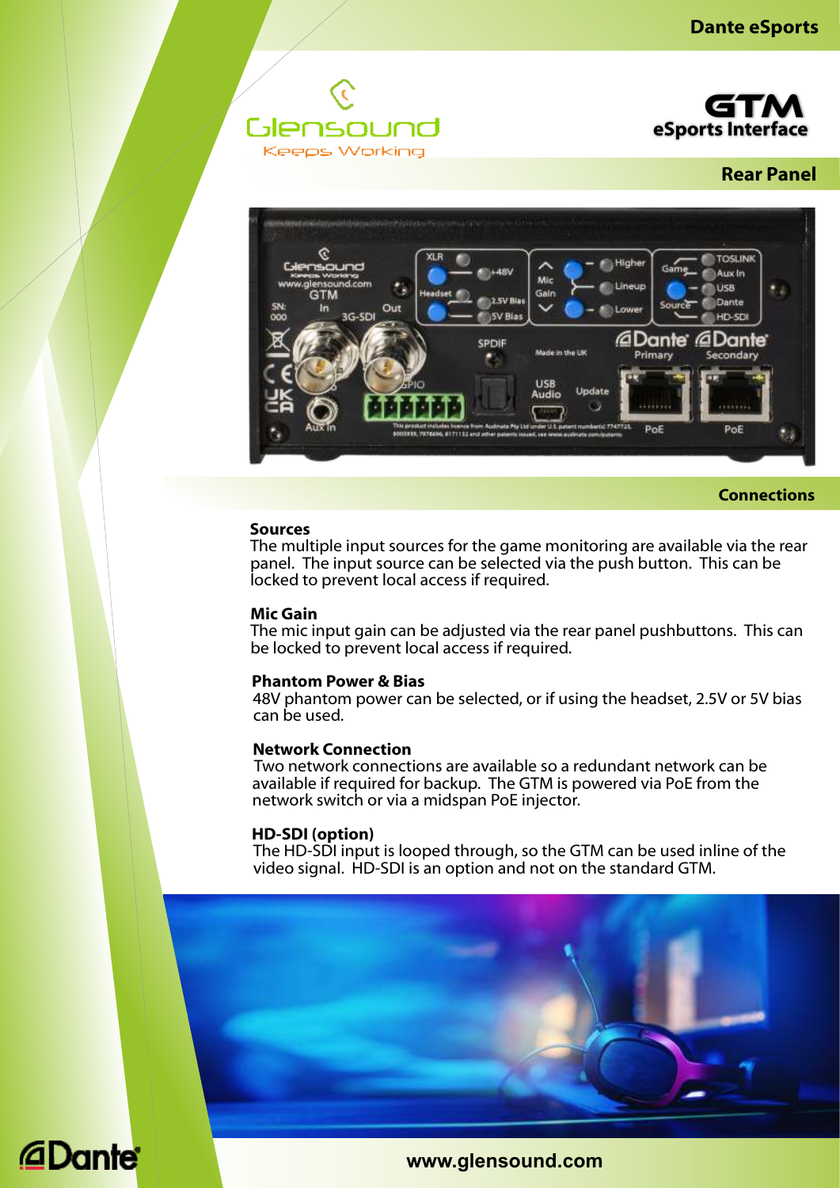Dante eSports

Glensound
Keeps Working

# GTM
eSports Interface

## Rear Panel

## Connections

**Sources**
The multiple input sources for the game monitoring are available via the rear panel. The input source can be selected via the push button. This can be locked to prevent local access if required.

**Mic Gain**
The mic input gain can be adjusted via the rear panel pushbuttons. This can be locked to prevent local access if required.

**Phantom Power & Bias**
48V phantom power can be selected, or if using the headset, 2.5V or 5V bias can be used.

**Network Connection**
Two network connections are available so a redundant network can be available if required for backup. The GTM is powered via PoE from the network switch or via a midspan PoE injector.

**HD-SDI (option)**
The HD-SDI input is looped through, so the GTM can be used inline of the video signal. HD-SDI is an option and not on the standard GTM.

www.glensound.com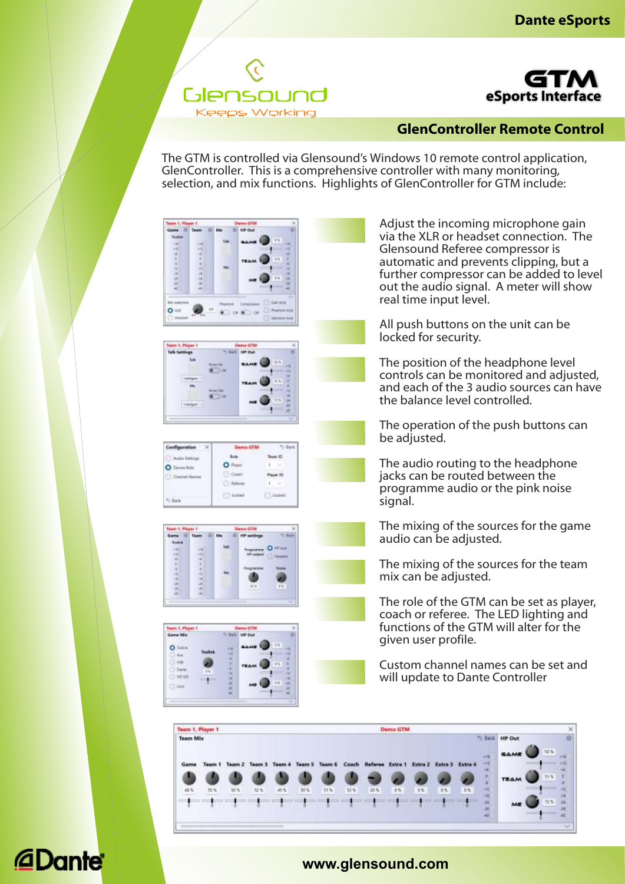# GTM eSports Interface

## GlenController Remote Control

The GTM is controlled via Glensound's Windows 10 remote control application, GlenController. This is a comprehensive controller with many monitoring, selection, and mix functions. Highlights of GlenController for GTM include:

- Adjust the incoming microphone gain via the XLR or headset connection. The Glensound Referee compressor is automatic and prevents clipping, but a further compressor can be added to level out the audio signal. A meter will show real time input level.
- All push buttons on the unit can be locked for security.
- The position of the headphone level controls can be monitored and adjusted, and each of the 3 audio sources can have the balance level controlled.
- The operation of the push buttons can be adjusted.
- The audio routing to the headphone jacks can be routed between the programme audio or the pink noise signal.
- The mixing of the sources for the game audio can be adjusted.
- The mixing of the sources for the team mix can be adjusted.
- The role of the GTM can be set as player, coach or referee. The LED lighting and functions of the GTM will alter for the given user profile.
- Custom channel names can be set and will update to Dante Controller

www.glensound.com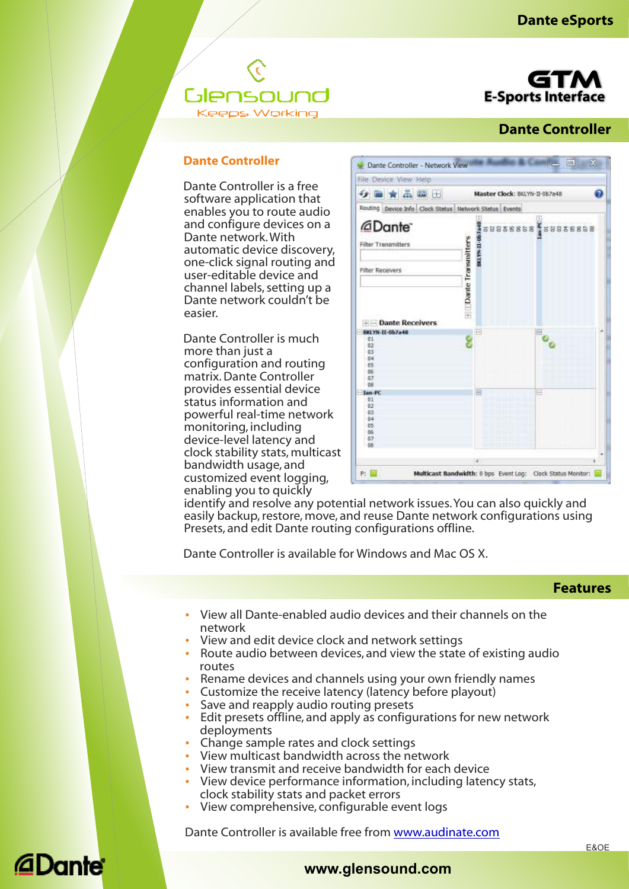# Dante Controller

## Dante Controller

Dante Controller is a free software application that enables you to route audio and configure devices on a Dante network. With automatic device discovery, one-click signal routing and user-editable device and channel labels, setting up a Dante network couldn't be easier.

Dante Controller is much more than just a configuration and routing matrix. Dante Controller provides essential device status information and powerful real-time network monitoring, including device-level latency and clock stability stats, multicast bandwidth usage, and customized event logging, enabling you to quickly identify and resolve any potential network issues. You can also quickly and easily backup, restore, move, and reuse Dante network configurations using Presets, and edit Dante routing configurations offline.

Dante Controller is available for Windows and Mac OS X.

## Features

- View all Dante-enabled audio devices and their channels on the network
- View and edit device clock and network settings
- Route audio between devices, and view the state of existing audio routes
- Rename devices and channels using your own friendly names
- Customize the receive latency (latency before playout)
- Save and reapply audio routing presets
- Edit presets offline, and apply as configurations for new network deployments
- Change sample rates and clock settings
- View multicast bandwidth across the network
- View transmit and receive bandwidth for each device
- View device performance information, including latency stats, clock stability stats and packet errors
- View comprehensive, configurable event logs

Dante Controller is available free from [www.audinate.com](http://www.audinate.com)

E&OE